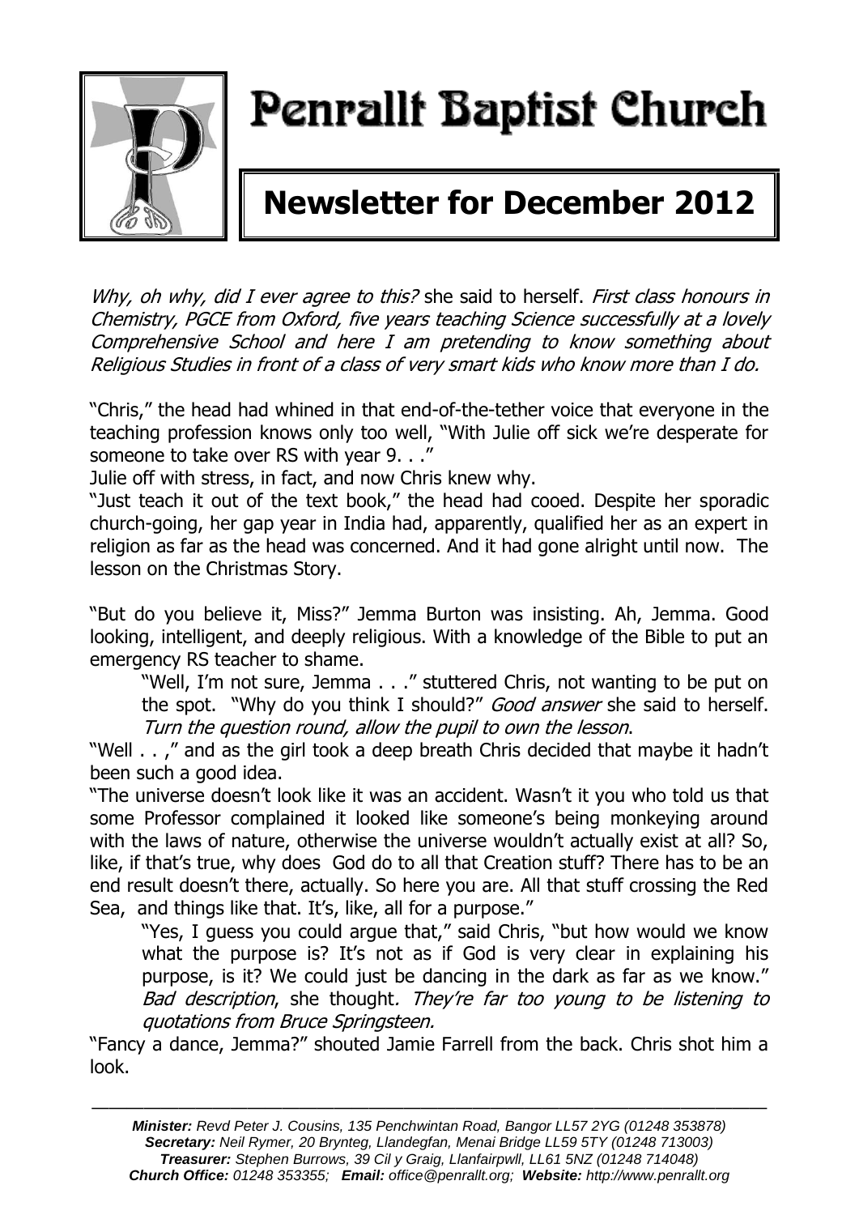# Penrallt Baptist Church

## Newsletter for December 2012

*Why, oh why, did I ever agree to this?* she said to herself. *First class honours in Chemistry, PGCE from Oxford, five years teaching Science successfully at a lovely Comprehensive School and here I am pretending to know something about Religious Studies in front of a class of very smart kids who know more than I do.*

"Chris," the head had whined in that end-of-the-tether voice that everyone in the teaching profession knows only too well, "With Julie off sick we're desperate for someone to take over RS with year 9. . ."

Julie off with stress, in fact, and now Chris knew why.

"Just teach it out of the text book," the head had cooed. Despite her sporadic church-going, her gap year in India had, apparently, qualified her as an expert in religion as far as the head was concerned. And it had gone alright until now. The lesson on the Christmas Story.

"But do you believe it, Miss?" Jemma Burton was insisting. Ah, Jemma. Good looking, intelligent, and deeply religious. With a knowledge of the Bible to put an emergency RS teacher to shame.

"Well, I'm not sure, Jemma . . ." stuttered Chris, not wanting to be put on the spot. "Why do you think I should?" *Good answer* she said to herself. *Turn the question round, allow the pupil to own the lesson*.

"Well . . ," and as the girl took a deep breath Chris decided that maybe it hadn't been such a good idea.

"The universe doesn't look like it was an accident. Wasn't it you who told us that some Professor complained it looked like someone's being monkeying around with the laws of nature, otherwise the universe wouldn't actually exist at all? So, like, if that's true, why does God do to all that Creation stuff? There has to be an end result doesn't there, actually. So here you are. All that stuff crossing the Red Sea, and things like that. It's, like, all for a purpose."

"Yes, I guess you could argue that," said Chris, "but how would we know what the purpose is? It's not as if God is very clear in explaining his purpose, is it? We could just be dancing in the dark as far as we know." *Bad description*, she thought. *They're far too young to be listening to quotations from Bruce Springsteen.*

"Fancy a dance, Jemma?" shouted Jamie Farrell from the back. Chris shot him a look.

---

***Minister:*** *Revd Peter J. Cousins, 135 Penchwintan Road, Bangor LL57 2YG (01248 353878)*
***Secretary:*** *Neil Rymer, 20 Brynteg, Llandegfan, Menai Bridge LL59 5TY (01248 713003)*
***Treasurer:*** *Stephen Burrows, 39 Cil y Graig, Llanfairpwll, LL61 5NZ (01248 714048)*
***Church Office:*** *01248 353355;* ***Email:*** *office@penrallt.org;* ***Website:*** *http://www.penrallt.org*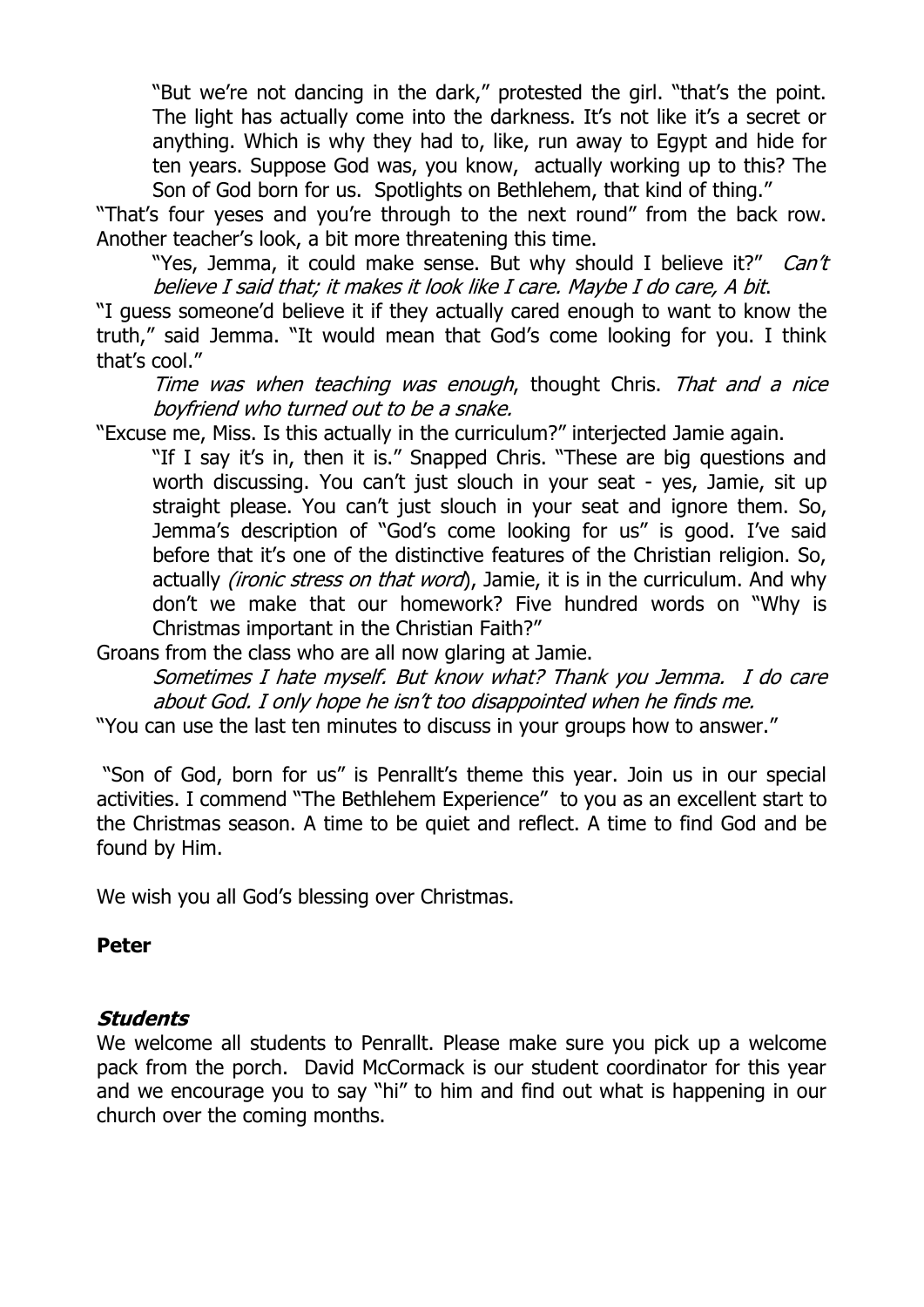"But we're not dancing in the dark," protested the girl. "that's the point. The light has actually come into the darkness. It's not like it's a secret or anything. Which is why they had to, like, run away to Egypt and hide for ten years. Suppose God was, you know, actually working up to this? The Son of God born for us. Spotlights on Bethlehem, that kind of thing."

"That's four yeses and you're through to the next round" from the back row. Another teacher's look, a bit more threatening this time.

"Yes, Jemma, it could make sense. But why should I believe it?" *Can't believe I said that; it makes it look like I care. Maybe I do care, A bit.*

"I guess someone'd believe it if they actually cared enough to want to know the truth," said Jemma. "It would mean that God's come looking for you. I think that's cool."

*Time was when teaching was enough*, thought Chris. *That and a nice boyfriend who turned out to be a snake.*

"Excuse me, Miss. Is this actually in the curriculum?" interjected Jamie again.

"If I say it's in, then it is." Snapped Chris. "These are big questions and worth discussing. You can't just slouch in your seat - yes, Jamie, sit up straight please. You can't just slouch in your seat and ignore them. So, Jemma's description of "God's come looking for us" is good. I've said before that it's one of the distinctive features of the Christian religion. So, actually *(ironic stress on that word)*, Jamie, it is in the curriculum. And why don't we make that our homework? Five hundred words on "Why is Christmas important in the Christian Faith?"

Groans from the class who are all now glaring at Jamie.

*Sometimes I hate myself. But know what? Thank you Jemma. I do care about God. I only hope he isn't too disappointed when he finds me.*

"You can use the last ten minutes to discuss in your groups how to answer."

"Son of God, born for us" is Penrallt's theme this year. Join us in our special activities. I commend "The Bethlehem Experience" to you as an excellent start to the Christmas season. A time to be quiet and reflect. A time to find God and be found by Him.

We wish you all God's blessing over Christmas.

**Peter**

### *Students*

We welcome all students to Penrallt. Please make sure you pick up a welcome pack from the porch. David McCormack is our student coordinator for this year and we encourage you to say "hi" to him and find out what is happening in our church over the coming months.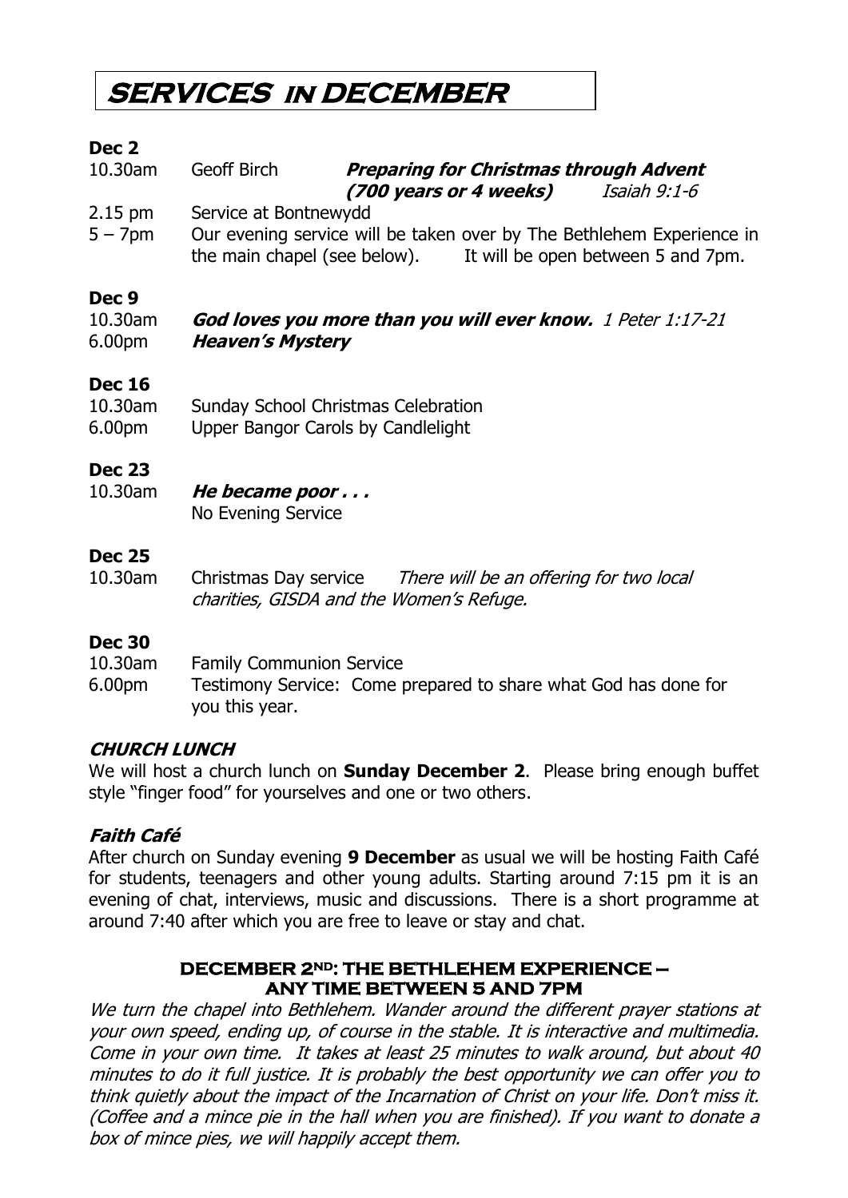# SERVICES IN DECEMBER

**Dec 2**

10.30am Geoff Birch ***Preparing for Christmas through Advent (700 years or 4 weeks)*** *Isaiah 9:1-6*

2.15 pm Service at Bontnewydd

5 – 7pm Our evening service will be taken over by The Bethlehem Experience in the main chapel (see below). It will be open between 5 and 7pm.

**Dec 9**

10.30am ***God loves you more than you will ever know.*** *1 Peter 1:17-21*

6.00pm ***Heaven's Mystery***

**Dec 16**

10.30am Sunday School Christmas Celebration

6.00pm Upper Bangor Carols by Candlelight

**Dec 23**

10.30am ***He became poor . . .***

No Evening Service

**Dec 25**

10.30am Christmas Day service *There will be an offering for two local charities, GISDA and the Women's Refuge.*

**Dec 30**

10.30am Family Communion Service

6.00pm Testimony Service: Come prepared to share what God has done for you this year.

### *CHURCH LUNCH*

We will host a church lunch on **Sunday December 2**. Please bring enough buffet style "finger food" for yourselves and one or two others.

### *Faith Café*

After church on Sunday evening **9 December** as usual we will be hosting Faith Café for students, teenagers and other young adults. Starting around 7:15 pm it is an evening of chat, interviews, music and discussions. There is a short programme at around 7:40 after which you are free to leave or stay and chat.

### DECEMBER 2ND: THE BETHLEHEM EXPERIENCE – ANY TIME BETWEEN 5 AND 7PM

*We turn the chapel into Bethlehem. Wander around the different prayer stations at your own speed, ending up, of course in the stable. It is interactive and multimedia. Come in your own time. It takes at least 25 minutes to walk around, but about 40 minutes to do it full justice. It is probably the best opportunity we can offer you to think quietly about the impact of the Incarnation of Christ on your life. Don't miss it. (Coffee and a mince pie in the hall when you are finished). If you want to donate a box of mince pies, we will happily accept them.*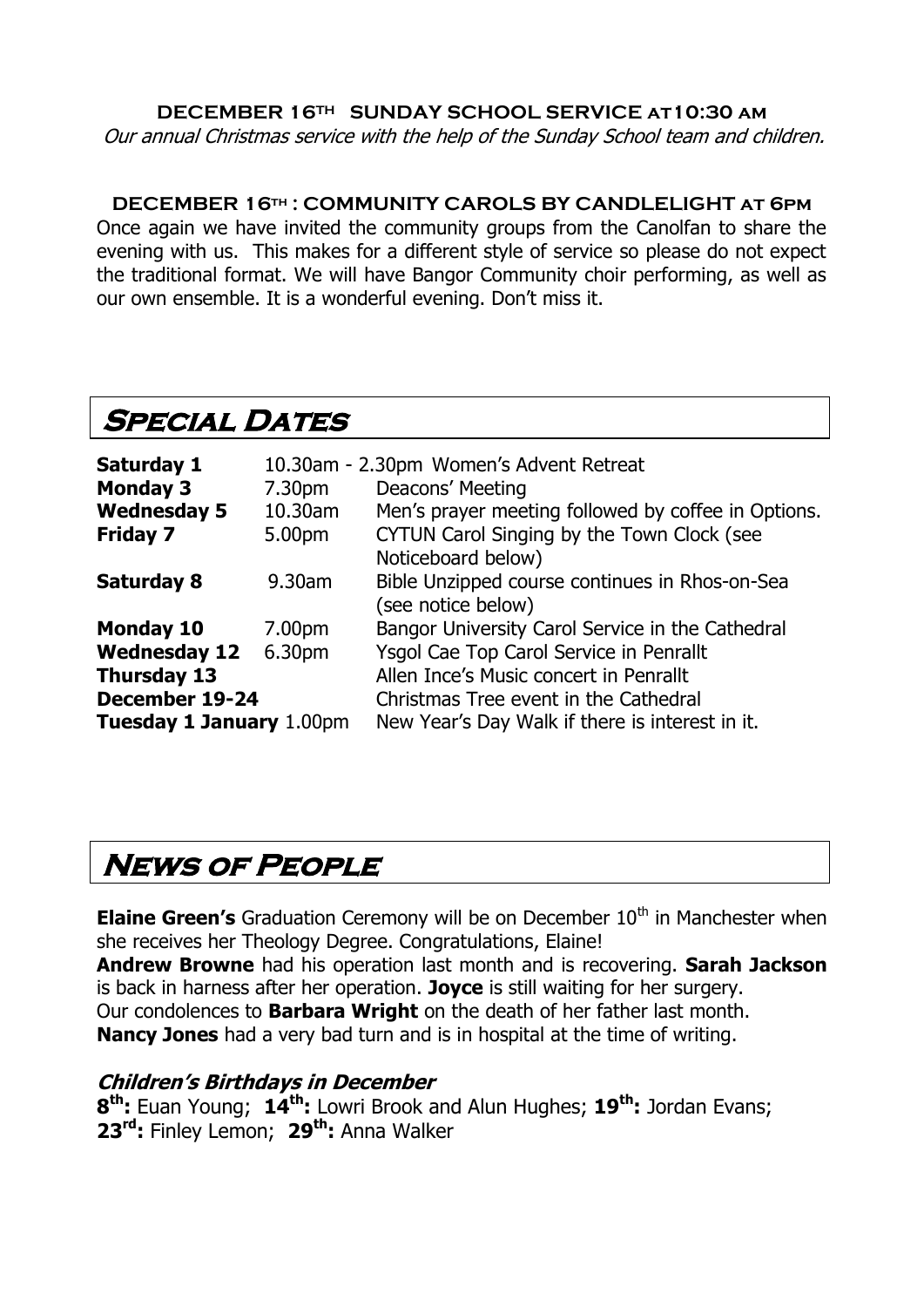**DECEMBER 16TH SUNDAY SCHOOL SERVICE AT10:30 AM**

*Our annual Christmas service with the help of the Sunday School team and children.*

**DECEMBER 16TH : COMMUNITY CAROLS BY CANDLELIGHT AT 6PM**

Once again we have invited the community groups from the Canolfan to share the evening with us. This makes for a different style of service so please do not expect the traditional format. We will have Bangor Community choir performing, as well as our own ensemble. It is a wonderful evening. Don't miss it.

## Special Dates

| | | |
|---|---|---|
| **Saturday 1** | 10.30am - 2.30pm | Women's Advent Retreat |
| **Monday 3** | 7.30pm | Deacons' Meeting |
| **Wednesday 5** | 10.30am | Men's prayer meeting followed by coffee in Options. |
| **Friday 7** | 5.00pm | CYTUN Carol Singing by the Town Clock (see Noticeboard below) |
| **Saturday 8** | 9.30am | Bible Unzipped course continues in Rhos-on-Sea (see notice below) |
| **Monday 10** | 7.00pm | Bangor University Carol Service in the Cathedral |
| **Wednesday 12** | 6.30pm | Ysgol Cae Top Carol Service in Penrallt |
| **Thursday 13** | | Allen Ince's Music concert in Penrallt |
| **December 19-24** | | Christmas Tree event in the Cathedral |
| **Tuesday 1 January** | 1.00pm | New Year's Day Walk if there is interest in it. |

## News of People

**Elaine Green's** Graduation Ceremony will be on December 10th in Manchester when she receives her Theology Degree. Congratulations, Elaine!

**Andrew Browne** had his operation last month and is recovering. **Sarah Jackson** is back in harness after her operation. **Joyce** is still waiting for her surgery.

Our condolences to **Barbara Wright** on the death of her father last month.

**Nancy Jones** had a very bad turn and is in hospital at the time of writing.

### *Children's Birthdays in December*

**8th:** Euan Young; **14th:** Lowri Brook and Alun Hughes; **19th:** Jordan Evans;
**23rd:** Finley Lemon; **29th:** Anna Walker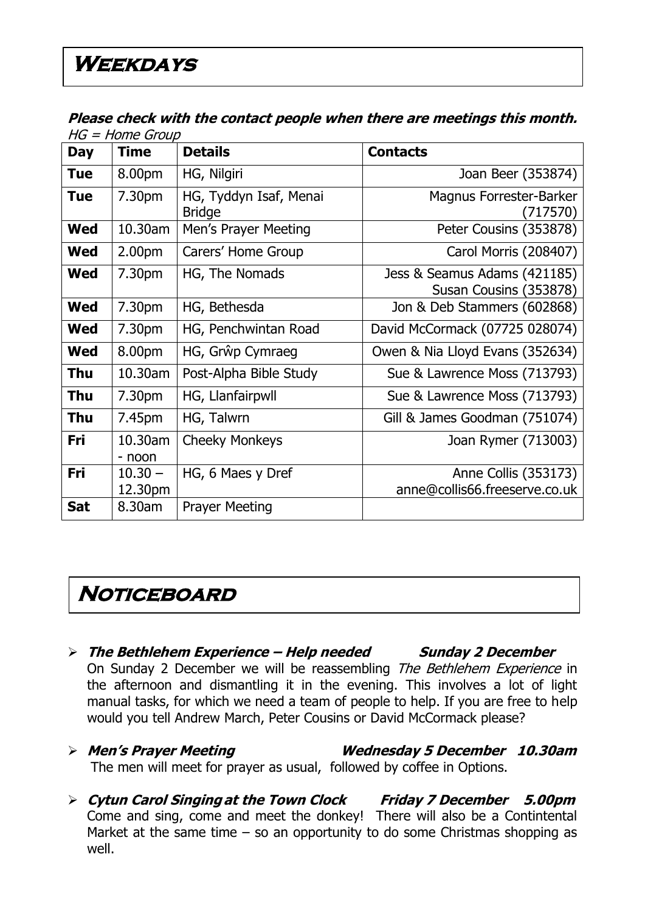# Weekdays

***Please check with the contact people when there are meetings this month.***
*HG = Home Group*

| Day | Time | Details | Contacts |
|---|---|---|---|
| **Tue** | 8.00pm | HG, Nilgiri | Joan Beer (353874) |
| **Tue** | 7.30pm | HG, Tyddyn Isaf, Menai Bridge | Magnus Forrester-Barker (717570) |
| **Wed** | 10.30am | Men's Prayer Meeting | Peter Cousins (353878) |
| **Wed** | 2.00pm | Carers' Home Group | Carol Morris (208407) |
| **Wed** | 7.30pm | HG, The Nomads | Jess & Seamus Adams (421185) Susan Cousins (353878) |
| **Wed** | 7.30pm | HG, Bethesda | Jon & Deb Stammers (602868) |
| **Wed** | 7.30pm | HG, Penchwintan Road | David McCormack (07725 028074) |
| **Wed** | 8.00pm | HG, Grŵp Cymraeg | Owen & Nia Lloyd Evans (352634) |
| **Thu** | 10.30am | Post-Alpha Bible Study | Sue & Lawrence Moss (713793) |
| **Thu** | 7.30pm | HG, Llanfairpwll | Sue & Lawrence Moss (713793) |
| **Thu** | 7.45pm | HG, Talwrn | Gill & James Goodman (751074) |
| **Fri** | 10.30am - noon | Cheeky Monkeys | Joan Rymer (713003) |
| **Fri** | 10.30 – 12.30pm | HG, 6 Maes y Dref | Anne Collis (353173) anne@collis66.freeserve.co.uk |
| **Sat** | 8.30am | Prayer Meeting | |

# Noticeboard

- ***The Bethlehem Experience – Help needed*** ***Sunday 2 December***
  On Sunday 2 December we will be reassembling *The Bethlehem Experience* in the afternoon and dismantling it in the evening. This involves a lot of light manual tasks, for which we need a team of people to help. If you are free to help would you tell Andrew March, Peter Cousins or David McCormack please?

- ***Men's Prayer Meeting*** ***Wednesday 5 December 10.30am***
  The men will meet for prayer as usual, followed by coffee in Options.

- ***Cytun Carol Singing at the Town Clock*** ***Friday 7 December 5.00pm***
  Come and sing, come and meet the donkey! There will also be a Contintental Market at the same time – so an opportunity to do some Christmas shopping as well.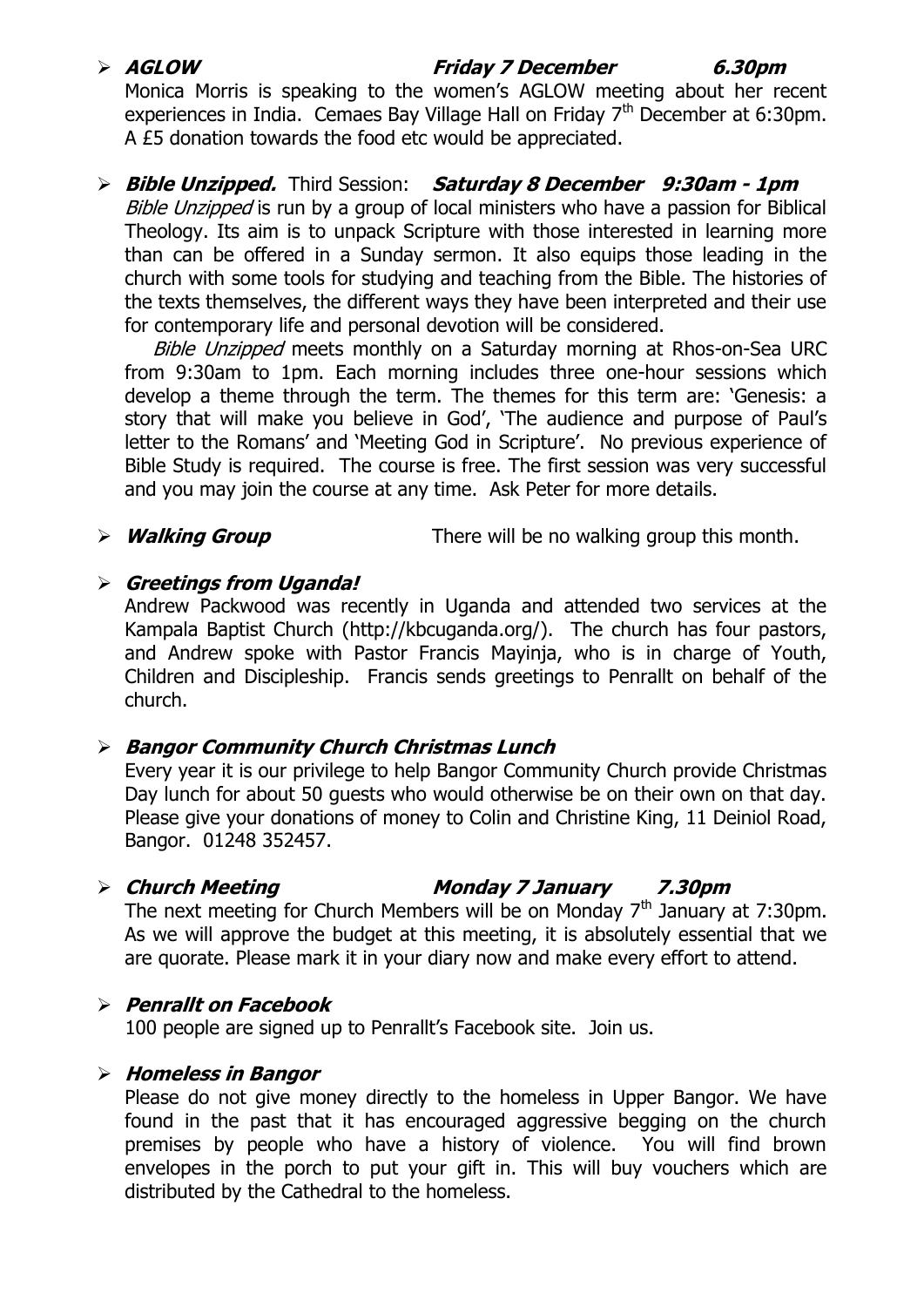- ***AGLOW*** ***Friday 7 December*** ***6.30pm***

  Monica Morris is speaking to the women's AGLOW meeting about her recent experiences in India. Cemaes Bay Village Hall on Friday 7th December at 6:30pm. A £5 donation towards the food etc would be appreciated.

- ***Bible Unzipped.*** Third Session: ***Saturday 8 December 9:30am - 1pm***

  *Bible Unzipped* is run by a group of local ministers who have a passion for Biblical Theology. Its aim is to unpack Scripture with those interested in learning more than can be offered in a Sunday sermon. It also equips those leading in the church with some tools for studying and teaching from the Bible. The histories of the texts themselves, the different ways they have been interpreted and their use for contemporary life and personal devotion will be considered.

  *Bible Unzipped* meets monthly on a Saturday morning at Rhos-on-Sea URC from 9:30am to 1pm. Each morning includes three one-hour sessions which develop a theme through the term. The themes for this term are: 'Genesis: a story that will make you believe in God', 'The audience and purpose of Paul's letter to the Romans' and 'Meeting God in Scripture'. No previous experience of Bible Study is required. The course is free. The first session was very successful and you may join the course at any time. Ask Peter for more details.

- ***Walking Group*** There will be no walking group this month.

- ***Greetings from Uganda!***

  Andrew Packwood was recently in Uganda and attended two services at the Kampala Baptist Church (http://kbcuganda.org/). The church has four pastors, and Andrew spoke with Pastor Francis Mayinja, who is in charge of Youth, Children and Discipleship. Francis sends greetings to Penrallt on behalf of the church.

- ***Bangor Community Church Christmas Lunch***

  Every year it is our privilege to help Bangor Community Church provide Christmas Day lunch for about 50 guests who would otherwise be on their own on that day. Please give your donations of money to Colin and Christine King, 11 Deiniol Road, Bangor. 01248 352457.

- ***Church Meeting*** ***Monday 7 January*** ***7.30pm***

  The next meeting for Church Members will be on Monday 7th January at 7:30pm. As we will approve the budget at this meeting, it is absolutely essential that we are quorate. Please mark it in your diary now and make every effort to attend.

- ***Penrallt on Facebook***

  100 people are signed up to Penrallt's Facebook site. Join us.

- ***Homeless in Bangor***

  Please do not give money directly to the homeless in Upper Bangor. We have found in the past that it has encouraged aggressive begging on the church premises by people who have a history of violence. You will find brown envelopes in the porch to put your gift in. This will buy vouchers which are distributed by the Cathedral to the homeless.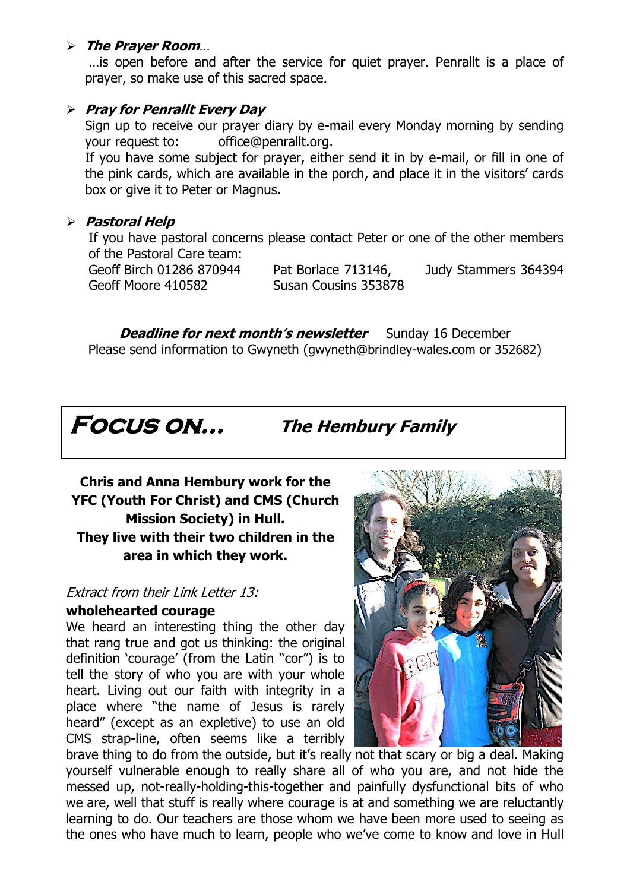- ***The Prayer Room***…

  …is open before and after the service for quiet prayer. Penrallt is a place of prayer, so make use of this sacred space.

- ***Pray for Penrallt Every Day***

  Sign up to receive our prayer diary by e-mail every Monday morning by sending your request to: office@penrallt.org.

  If you have some subject for prayer, either send it in by e-mail, or fill in one of the pink cards, which are available in the porch, and place it in the visitors' cards box or give it to Peter or Magnus.

- ***Pastoral Help***

  If you have pastoral concerns please contact Peter or one of the other members of the Pastoral Care team:

  Geoff Birch 01286 870944 | Pat Borlace 713146, | Judy Stammers 364394
  Geoff Moore 410582 | Susan Cousins 353878

***Deadline for next month's newsletter*** Sunday 16 December
Please send information to Gwyneth (gwyneth@brindley-wales.com or 352682)

# FOCUS ON… *The Hembury Family*

**Chris and Anna Hembury work for the YFC (Youth For Christ) and CMS (Church Mission Society) in Hull. They live with their two children in the area in which they work.**

*Extract from their Link Letter 13:*

**wholehearted courage**

We heard an interesting thing the other day that rang true and got us thinking: the original definition 'courage' (from the Latin "cor") is to tell the story of who you are with your whole heart. Living out our faith with integrity in a place where "the name of Jesus is rarely heard" (except as an expletive) to use an old CMS strap-line, often seems like a terribly brave thing to do from the outside, but it's really not that scary or big a deal. Making yourself vulnerable enough to really share all of who you are, and not hide the messed up, not-really-holding-this-together and painfully dysfunctional bits of who we are, well that stuff is really where courage is at and something we are reluctantly learning to do. Our teachers are those whom we have been more used to seeing as the ones who have much to learn, people who we've come to know and love in Hull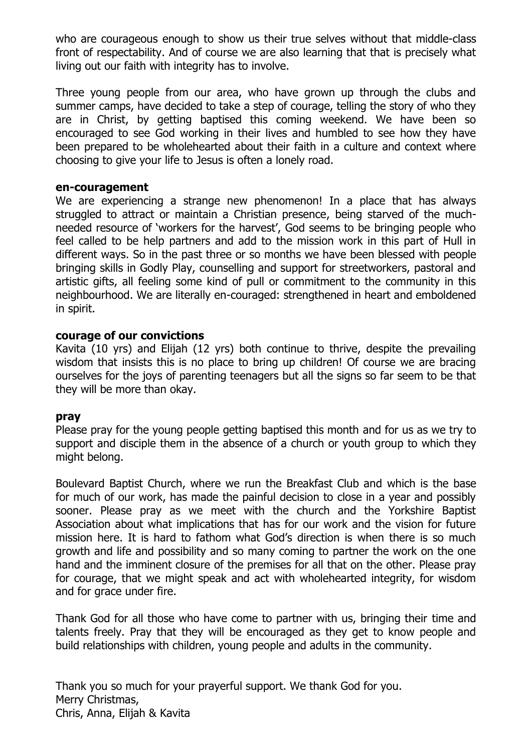who are courageous enough to show us their true selves without that middle-class front of respectability. And of course we are also learning that that is precisely what living out our faith with integrity has to involve.

Three young people from our area, who have grown up through the clubs and summer camps, have decided to take a step of courage, telling the story of who they are in Christ, by getting baptised this coming weekend. We have been so encouraged to see God working in their lives and humbled to see how they have been prepared to be wholehearted about their faith in a culture and context where choosing to give your life to Jesus is often a lonely road.

**en-couragement**

We are experiencing a strange new phenomenon! In a place that has always struggled to attract or maintain a Christian presence, being starved of the much-needed resource of 'workers for the harvest', God seems to be bringing people who feel called to be help partners and add to the mission work in this part of Hull in different ways. So in the past three or so months we have been blessed with people bringing skills in Godly Play, counselling and support for streetworkers, pastoral and artistic gifts, all feeling some kind of pull or commitment to the community in this neighbourhood. We are literally en-couraged: strengthened in heart and emboldened in spirit.

**courage of our convictions**

Kavita (10 yrs) and Elijah (12 yrs) both continue to thrive, despite the prevailing wisdom that insists this is no place to bring up children! Of course we are bracing ourselves for the joys of parenting teenagers but all the signs so far seem to be that they will be more than okay.

**pray**

Please pray for the young people getting baptised this month and for us as we try to support and disciple them in the absence of a church or youth group to which they might belong.

Boulevard Baptist Church, where we run the Breakfast Club and which is the base for much of our work, has made the painful decision to close in a year and possibly sooner. Please pray as we meet with the church and the Yorkshire Baptist Association about what implications that has for our work and the vision for future mission here. It is hard to fathom what God's direction is when there is so much growth and life and possibility and so many coming to partner the work on the one hand and the imminent closure of the premises for all that on the other. Please pray for courage, that we might speak and act with wholehearted integrity, for wisdom and for grace under fire.

Thank God for all those who have come to partner with us, bringing their time and talents freely. Pray that they will be encouraged as they get to know people and build relationships with children, young people and adults in the community.

Thank you so much for your prayerful support. We thank God for you.
Merry Christmas,
Chris, Anna, Elijah & Kavita